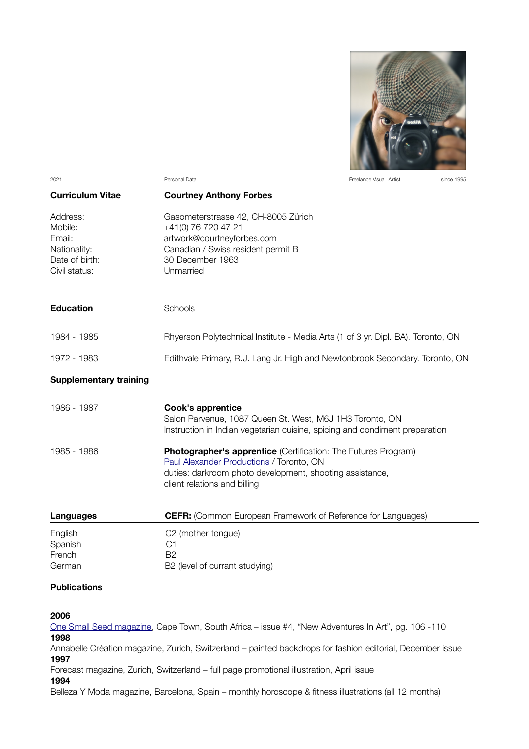2021 Personal Data Freelance Visual Artist since 1995

# Curriculum Vitae

## Courtney Anthony Forbes

| | |
|---|---|
| Address: | Gasometerstrasse 42, CH-8005 Zürich |
| Mobile: | +41(0) 76 720 47 21 |
| Email: | artwork@courtneyforbes.com |
| Nationality: | Canadian / Swiss resident permit B |
| Date of birth: | 30 December 1963 |
| Civil status: | Unmarried |

## Education

Schools

| | |
|---|---|
| 1984 - 1985 | Rhyerson Polytechnical Institute - Media Arts (1 of 3 yr. Dipl. BA). Toronto, ON |
| 1972 - 1983 | Edithvale Primary, R.J. Lang Jr. High and Newtonbrook Secondary. Toronto, ON |

## Supplementary training

**1986 - 1987**

**Cook's apprentice**
Salon Parvenue, 1087 Queen St. West, M6J 1H3 Toronto, ON
Instruction in Indian vegetarian cuisine, spicing and condiment preparation

**1985 - 1986**

**Photographer's apprentice** (Certification: The Futures Program)
Paul Alexander Productions / Toronto, ON
duties: darkroom photo development, shooting assistance,
client relations and billing

## Languages

**CEFR:** (Common European Framework of Reference for Languages)

| | |
|---|---|
| English | C2 (mother tongue) |
| Spanish | C1 |
| French | B2 |
| German | B2 (level of currant studying) |

## Publications

**2006**
One Small Seed magazine, Cape Town, South Africa – issue #4, "New Adventures In Art", pg. 106 -110
**1998**
Annabelle Création magazine, Zurich, Switzerland – painted backdrops for fashion editorial, December issue
**1997**
Forecast magazine, Zurich, Switzerland – full page promotional illustration, April issue
**1994**
Belleza Y Moda magazine, Barcelona, Spain – monthly horoscope & fitness illustrations (all 12 months)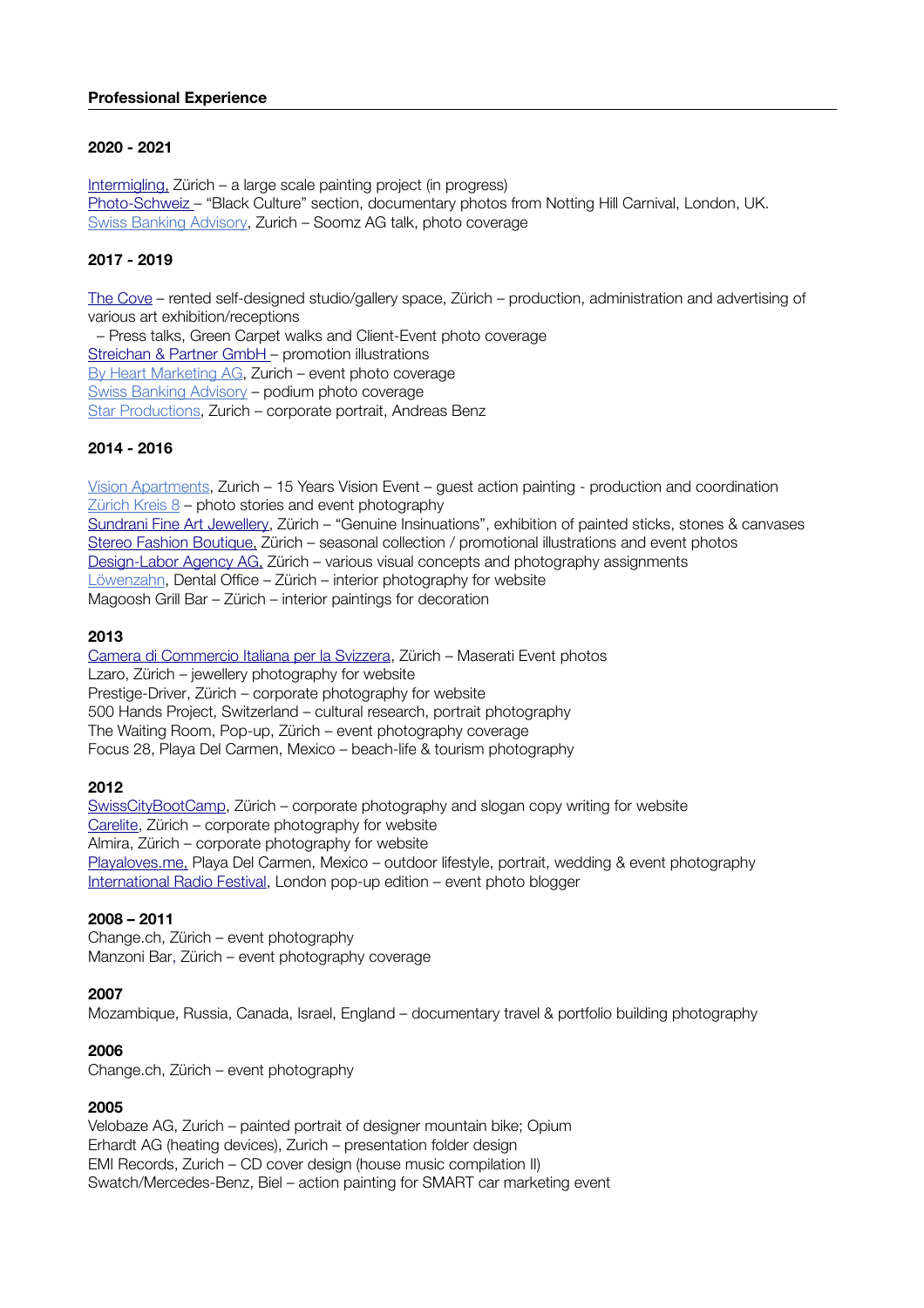**Professional Experience**

**2020 - 2021**

Intermigling, Zürich – a large scale painting project (in progress)
Photo-Schweiz – "Black Culture" section, documentary photos from Notting Hill Carnival, London, UK.
Swiss Banking Advisory, Zurich – Soomz AG talk, photo coverage

**2017 - 2019**

The Cove – rented self-designed studio/gallery space, Zürich – production, administration and advertising of various art exhibition/receptions
– Press talks, Green Carpet walks and Client-Event photo coverage
Streichan & Partner GmbH – promotion illustrations
By Heart Marketing AG, Zurich – event photo coverage
Swiss Banking Advisory – podium photo coverage
Star Productions, Zurich – corporate portrait, Andreas Benz

**2014 - 2016**

Vision Apartments, Zurich – 15 Years Vision Event – guest action painting - production and coordination
Zürich Kreis 8 – photo stories and event photography
Sundrani Fine Art Jewellery, Zürich – "Genuine Insinuations", exhibition of painted sticks, stones & canvases
Stereo Fashion Boutique, Zürich – seasonal collection / promotional illustrations and event photos
Design-Labor Agency AG, Zürich – various visual concepts and photography assignments
Löwenzahn, Dental Office – Zürich – interior photography for website
Magoosh Grill Bar – Zürich – interior paintings for decoration

**2013**

Camera di Commercio Italiana per la Svizzera, Zürich – Maserati Event photos
Lzaro, Zürich – jewellery photography for website
Prestige-Driver, Zürich – corporate photography for website
500 Hands Project, Switzerland – cultural research, portrait photography
The Waiting Room, Pop-up, Zürich – event photography coverage
Focus 28, Playa Del Carmen, Mexico – beach-life & tourism photography

**2012**

SwissCityBootCamp, Zürich – corporate photography and slogan copy writing for website
Carelite, Zürich – corporate photography for website
Almira, Zürich – corporate photography for website
Playaloves.me, Playa Del Carmen, Mexico – outdoor lifestyle, portrait, wedding & event photography
International Radio Festival, London pop-up edition – event photo blogger

**2008 – 2011**

Change.ch, Zürich – event photography
Manzoni Bar, Zürich – event photography coverage

**2007**

Mozambique, Russia, Canada, Israel, England – documentary travel & portfolio building photography

**2006**

Change.ch, Zürich – event photography

**2005**

Velobaze AG, Zurich – painted portrait of designer mountain bike; Opium
Erhardt AG (heating devices), Zurich – presentation folder design
EMI Records, Zurich – CD cover design (house music compilation II)
Swatch/Mercedes-Benz, Biel – action painting for SMART car marketing event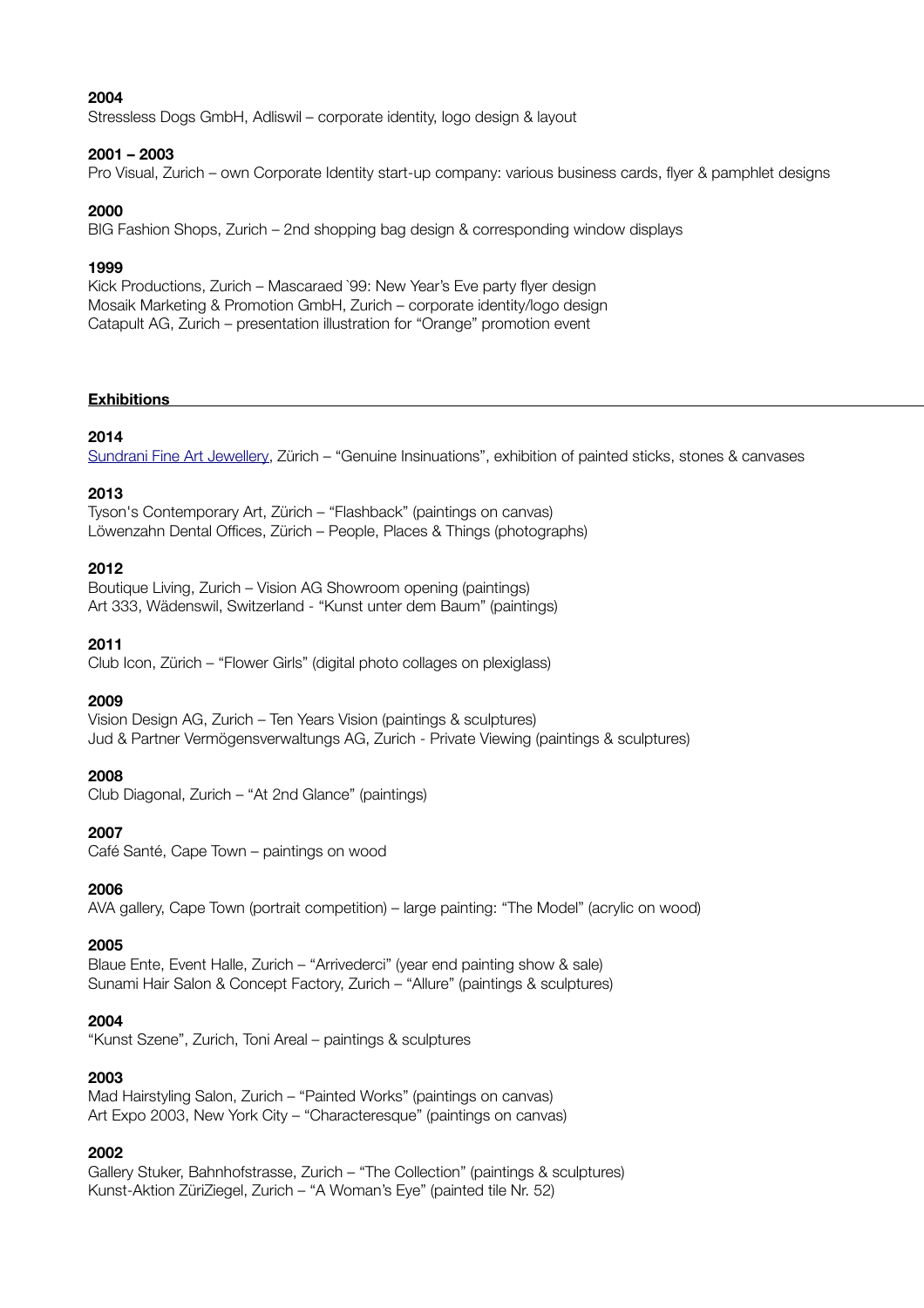**2004**
Stressless Dogs GmbH, Adliswil – corporate identity, logo design & layout

**2001 – 2003**
Pro Visual, Zurich – own Corporate Identity start-up company: various business cards, flyer & pamphlet designs

**2000**
BIG Fashion Shops, Zurich – 2nd shopping bag design & corresponding window displays

**1999**
Kick Productions, Zurich – Mascaraed `99: New Year's Eve party flyer design
Mosaik Marketing & Promotion GmbH, Zurich – corporate identity/logo design
Catapult AG, Zurich – presentation illustration for "Orange" promotion event

## Exhibitions

**2014**
Sundrani Fine Art Jewellery, Zürich – "Genuine Insinuations", exhibition of painted sticks, stones & canvases

**2013**
Tyson's Contemporary Art, Zürich – "Flashback" (paintings on canvas)
Löwenzahn Dental Offices, Zürich – People, Places & Things (photographs)

**2012**
Boutique Living, Zurich – Vision AG Showroom opening (paintings)
Art 333, Wädenswil, Switzerland - "Kunst unter dem Baum" (paintings)

**2011**
Club Icon, Zürich – "Flower Girls" (digital photo collages on plexiglass)

**2009**
Vision Design AG, Zurich – Ten Years Vision (paintings & sculptures)
Jud & Partner Vermögensverwaltungs AG, Zurich - Private Viewing (paintings & sculptures)

**2008**
Club Diagonal, Zurich – "At 2nd Glance" (paintings)

**2007**
Café Santé, Cape Town – paintings on wood

**2006**
AVA gallery, Cape Town (portrait competition) – large painting: "The Model" (acrylic on wood)

**2005**
Blaue Ente, Event Halle, Zurich – "Arrivederci" (year end painting show & sale)
Sunami Hair Salon & Concept Factory, Zurich – "Allure" (paintings & sculptures)

**2004**
"Kunst Szene", Zurich, Toni Areal – paintings & sculptures

**2003**
Mad Hairstyling Salon, Zurich – "Painted Works" (paintings on canvas)
Art Expo 2003, New York City – "Characteresque" (paintings on canvas)

**2002**
Gallery Stuker, Bahnhofstrasse, Zurich – "The Collection" (paintings & sculptures)
Kunst-Aktion ZüriZiegel, Zurich – "A Woman's Eye" (painted tile Nr. 52)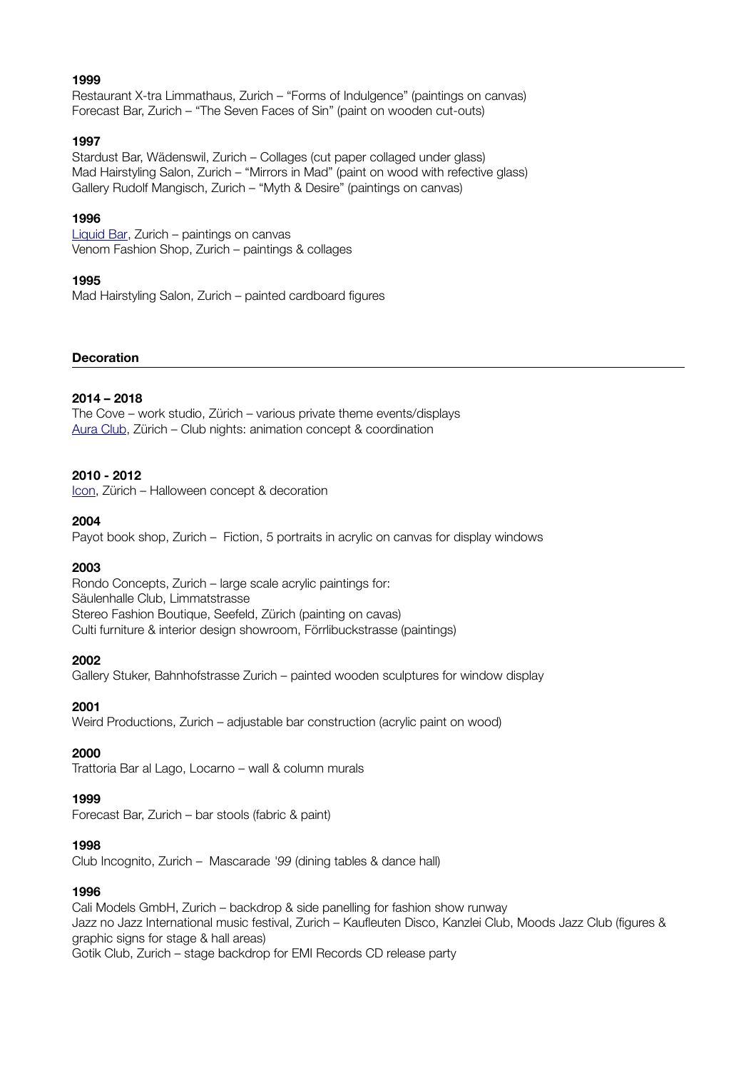**1999**

Restaurant X-tra Limmathaus, Zurich – “Forms of Indulgence” (paintings on canvas)
Forecast Bar, Zurich – “The Seven Faces of Sin” (paint on wooden cut-outs)

**1997**

Stardust Bar, Wädenswil, Zurich – Collages (cut paper collaged under glass)
Mad Hairstyling Salon, Zurich – “Mirrors in Mad” (paint on wood with refective glass)
Gallery Rudolf Mangisch, Zurich – “Myth & Desire” (paintings on canvas)

**1996**

Liquid Bar, Zurich – paintings on canvas
Venom Fashion Shop, Zurich – paintings & collages

**1995**

Mad Hairstyling Salon, Zurich – painted cardboard figures

## Decoration

**2014 – 2018**

The Cove – work studio, Zürich – various private theme events/displays
Aura Club, Zürich – Club nights: animation concept & coordination

**2010 - 2012**

Icon, Zürich – Halloween concept & decoration

**2004**

Payot book shop, Zurich – Fiction, 5 portraits in acrylic on canvas for display windows

**2003**

Rondo Concepts, Zurich – large scale acrylic paintings for:
Säulenhalle Club, Limmatstrasse
Stereo Fashion Boutique, Seefeld, Zürich (painting on cavas)
Culti furniture & interior design showroom, Förrlibuckstrasse (paintings)

**2002**

Gallery Stuker, Bahnhofstrasse Zurich – painted wooden sculptures for window display

**2001**

Weird Productions, Zurich – adjustable bar construction (acrylic paint on wood)

**2000**

Trattoria Bar al Lago, Locarno – wall & column murals

**1999**

Forecast Bar, Zurich – bar stools (fabric & paint)

**1998**

Club Incognito, Zurich – Mascarade *'99* (dining tables & dance hall)

**1996**

Cali Models GmbH, Zurich – backdrop & side panelling for fashion show runway
Jazz no Jazz International music festival, Zurich – Kaufleuten Disco, Kanzlei Club, Moods Jazz Club (figures & graphic signs for stage & hall areas)
Gotik Club, Zurich – stage backdrop for EMI Records CD release party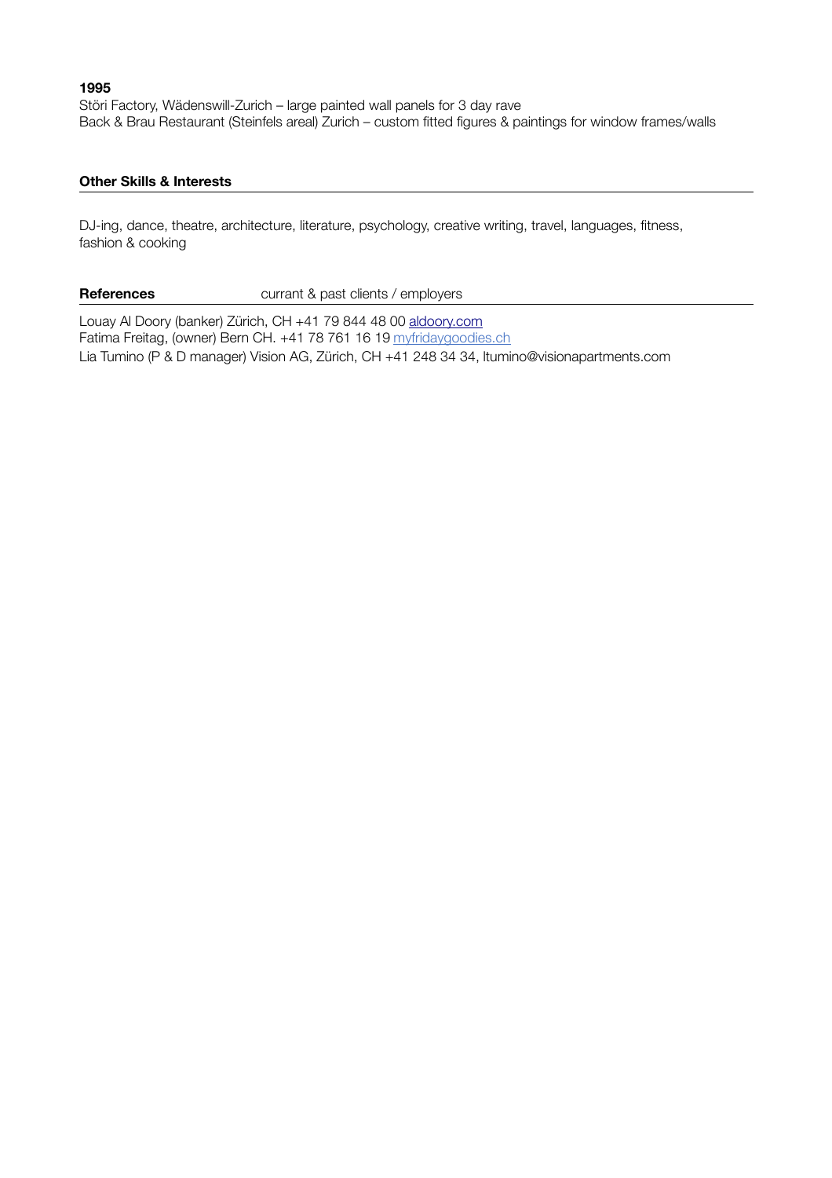**1995**

Störi Factory, Wädenswill-Zurich – large painted wall panels for 3 day rave
Back & Brau Restaurant (Steinfels areal) Zurich – custom fitted figures & paintings for window frames/walls

## Other Skills & Interests

DJ-ing, dance, theatre, architecture, literature, psychology, creative writing, travel, languages, fitness, fashion & cooking

## References

currant & past clients / employers

Louay Al Doory (banker) Zürich, CH +41 79 844 48 00 aldoory.com
Fatima Freitag, (owner) Bern CH. +41 78 761 16 19 myfridaygoodies.ch
Lia Tumino (P & D manager) Vision AG, Zürich, CH +41 248 34 34, ltumino@visionapartments.com